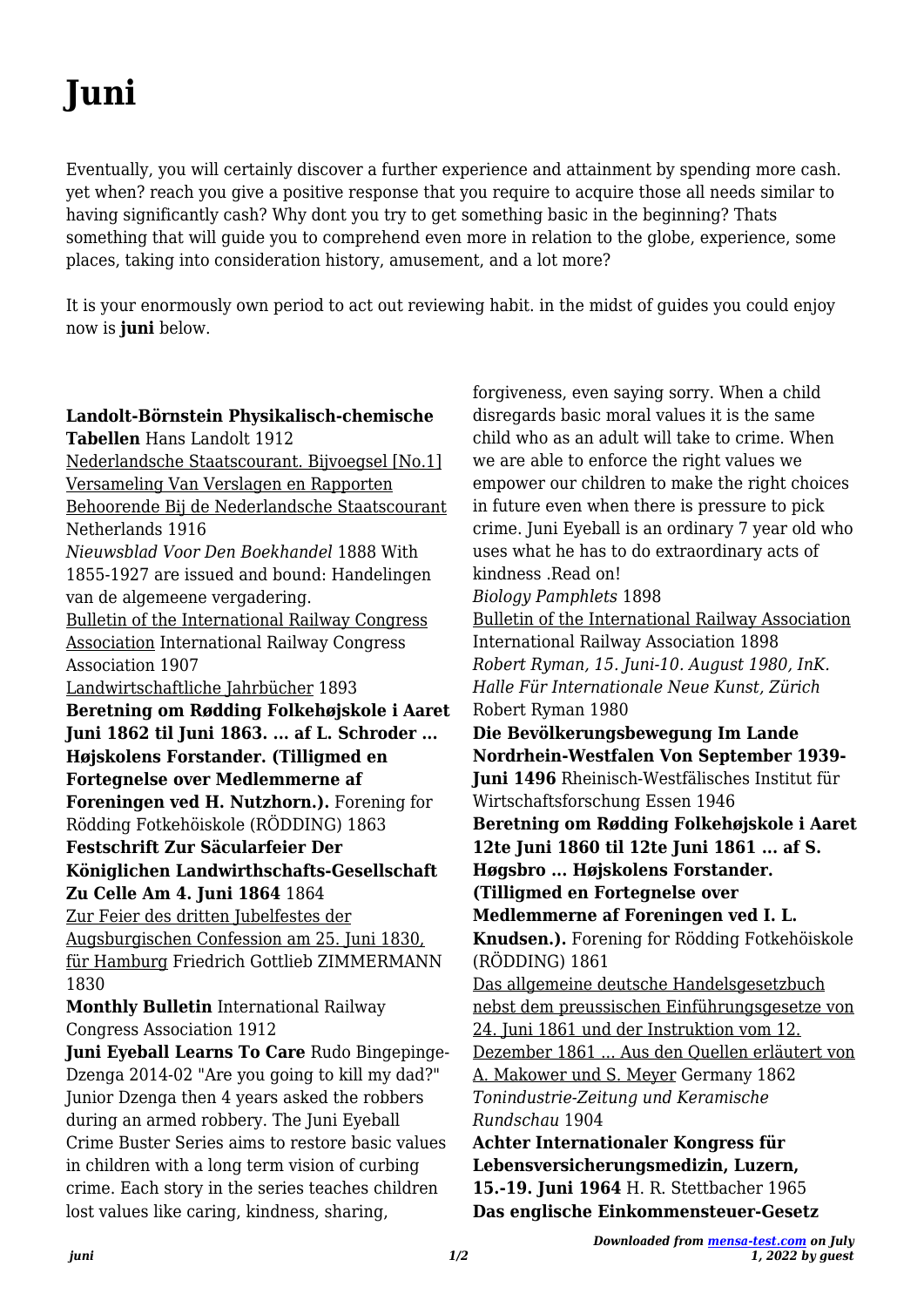# Juni

Eventually, you will certainly discover a further experience and attainment by spending more cash. yet when? reach you give a positive response that you require to acquire those all needs similar to having significantly cash? Why dont you try to get something basic in the beginning? Thats something that will guide you to comprehend even more in relation to the globe, experience, some places, taking into consideration history, amusement, and a lot more?

It is your enormously own period to act out reviewing habit. in the midst of guides you could enjoy now is **juni** below.

**Landolt-Börnstein Physikalisch-chemische Tabellen** Hans Landolt 1912

Nederlandsche Staatscourant. Bijvoegsel [No.1] Versameling Van Verslagen en Rapporten Behoorende Bij de Nederlandsche Staatscourant Netherlands 1916

*Nieuwsblad Voor Den Boekhandel* 1888 With 1855-1927 are issued and bound: Handelingen van de algemeene vergadering.

Bulletin of the International Railway Congress Association International Railway Congress Association 1907

Landwirtschaftliche Jahrbücher 1893

**Beretning om Rødding Folkehøjskole i Aaret Juni 1862 til Juni 1863. ... af L. Schroder ... Højskolens Forstander. (Tilligmed en Fortegnelse over Medlemmerne af Foreningen ved H. Nutzhorn.).** Forening for Rödding Fotkehöiskole (RÖDDING) 1863

**Festschrift Zur Säcularfeier Der Königlichen Landwirthschafts-Gesellschaft Zu Celle Am 4. Juni 1864** 1864

Zur Feier des dritten Jubelfestes der Augsburgischen Confession am 25. Juni 1830, für Hamburg Friedrich Gottlieb ZIMMERMANN 1830

**Monthly Bulletin** International Railway Congress Association 1912

**Juni Eyeball Learns To Care** Rudo Bingepinge-Dzenga 2014-02 "Are you going to kill my dad?" Junior Dzenga then 4 years asked the robbers during an armed robbery. The Juni Eyeball Crime Buster Series aims to restore basic values in children with a long term vision of curbing crime. Each story in the series teaches children lost values like caring, kindness, sharing, forgiveness, even saying sorry. When a child disregards basic moral values it is the same child who as an adult will take to crime. When we are able to enforce the right values we empower our children to make the right choices in future even when there is pressure to pick crime. Juni Eyeball is an ordinary 7 year old who uses what he has to do extraordinary acts of kindness .Read on!

*Biology Pamphlets* 1898

Bulletin of the International Railway Association International Railway Association 1898

*Robert Ryman, 15. Juni-10. August 1980, InK. Halle Für Internationale Neue Kunst, Zürich* Robert Ryman 1980

**Die Bevölkerungsbewegung Im Lande Nordrhein-Westfalen Von September 1939-Juni 1496** Rheinisch-Westfälisches Institut für Wirtschaftsforschung Essen 1946

**Beretning om Rødding Folkehøjskole i Aaret 12te Juni 1860 til 12te Juni 1861 ... af S. Høgsbro ... Højskolens Forstander. (Tilligmed en Fortegnelse over Medlemmerne af Foreningen ved I. L. Knudsen.).** Forening for Rödding Fotkehöiskole (RÖDDING) 1861

Das allgemeine deutsche Handelsgesetzbuch nebst dem preussischen Einführungsgesetze von 24. Juni 1861 und der Instruktion vom 12. Dezember 1861 ... Aus den Quellen erläutert von A. Makower und S. Meyer Germany 1862

*Tonindustrie-Zeitung und Keramische Rundschau* 1904

**Achter Internationaler Kongress für Lebensversicherungsmedizin, Luzern, 15.-19. Juni 1964** H. R. Stettbacher 1965

**Das englische Einkommensteuer-Gesetz**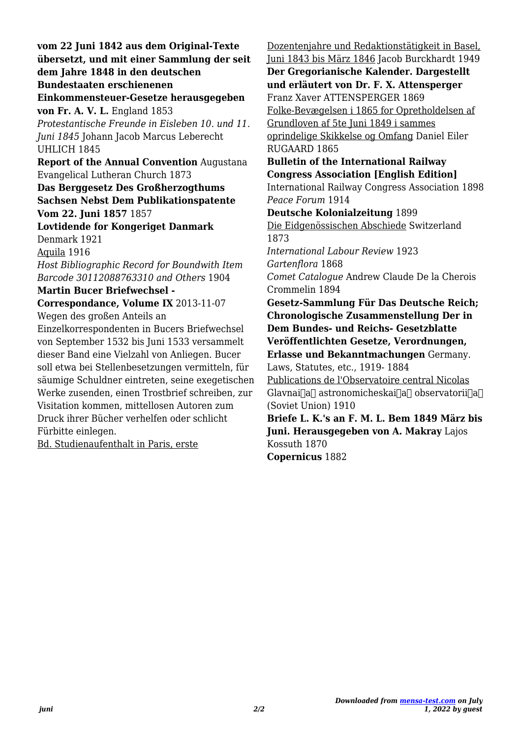**vom 22 Juni 1842 aus dem Original-Texte übersetzt, und mit einer Sammlung der seit dem Jahre 1848 in den deutschen Bundestaaten erschienenen Einkommensteuer-Gesetze herausgegeben von Fr. A. V. L.** England 1853

*Protestantische Freunde in Eisleben 10. und 11. Juni 1845* Johann Jacob Marcus Leberecht UHLICH 1845

**Report of the Annual Convention** Augustana Evangelical Lutheran Church 1873

**Das Berggesetz Des Großherzogthums Sachsen Nebst Dem Publikationspatente Vom 22. Juni 1857** 1857

**Lovtidende for Kongeriget Danmark** Denmark 1921

Aquila 1916

*Host Bibliographic Record for Boundwith Item Barcode 30112088763310 and Others* 1904

**Martin Bucer Briefwechsel - Correspondance, Volume IX** 2013-11-07 Wegen des großen Anteils an Einzelkorrespondenten in Bucers Briefwechsel von September 1532 bis Juni 1533 versammelt dieser Band eine Vielzahl von Anliegen. Bucer soll etwa bei Stellenbesetzungen vermitteln, für säumige Schuldner eintreten, seine exegetischen Werke zusenden, einen Trostbrief schreiben, zur Visitation kommen, mittellosen Autoren zum Druck ihrer Bücher verhelfen oder schlicht Fürbitte einlegen.

Bd. Studienaufenthalt in Paris, erste Dozentenjahre und Redaktionstätigkeit in Basel, Juni 1843 bis März 1846 Jacob Burckhardt 1949

**Der Gregorianische Kalender. Dargestellt und erläutert von Dr. F. X. Attensperger** Franz Xaver ATTENSPERGER 1869

Folke-Bevægelsen i 1865 for Opretholdelsen af Grundloven af 5te Juni 1849 i sammes oprindelige Skikkelse og Omfang Daniel Eiler RUGAARD 1865

**Bulletin of the International Railway Congress Association [English Edition]** International Railway Congress Association 1898

*Peace Forum* 1914

**Deutsche Kolonialzeitung** 1899

Die Eidgenössischen Abschiede Switzerland 1873

*International Labour Review* 1923

*Gartenflora* 1868

*Comet Catalogue* Andrew Claude De la Cherois Crommelin 1894

**Gesetz-Sammlung Für Das Deutsche Reich; Chronologische Zusammenstellung Der in Dem Bundes- und Reichs- Gesetzblatte Veröffentlichten Gesetze, Verordnungen, Erlasse und Bekanntmachungen** Germany. Laws, Statutes, etc., 1919- 1884

Publications de l'Observatoire central Nicolas Glavnai͡a astronomicheskai͡a observatorii͡a (Soviet Union) 1910

**Briefe L. K.'s an F. M. L. Bem 1849 März bis Juni. Herausgegeben von A. Makray** Lajos Kossuth 1870

**Copernicus** 1882